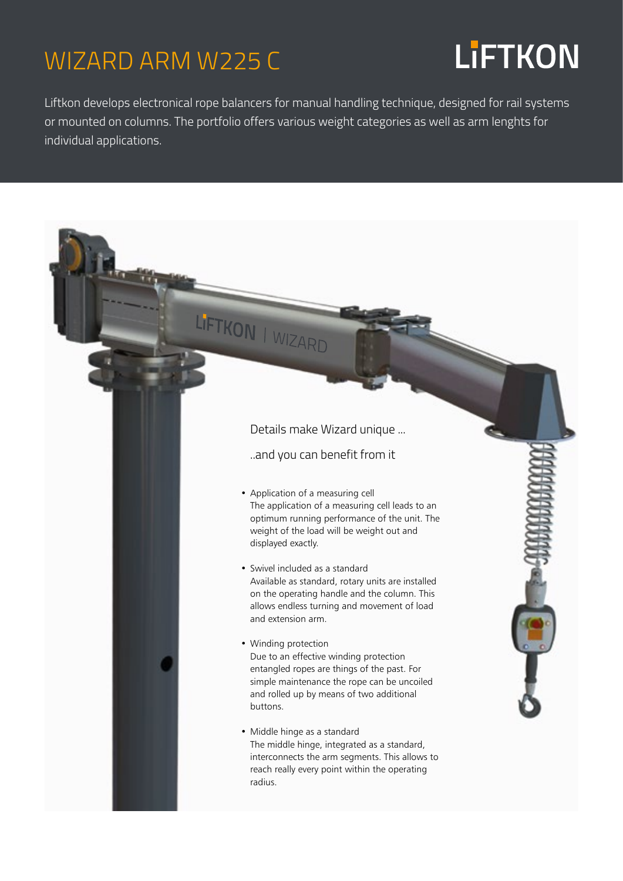# WIZARD ARM W225 C

LIFTKON

Liftkon develops electronical rope balancers for manual handling technique, designed for rail systems or mounted on columns. The portfolio offers various weight categories as well as arm lenghts for individual applications.

Details make Wizard unique ...

..and you can benefit from it

- Application of a measuring cell
  The application of a measuring cell leads to an optimum running performance of the unit. The weight of the load will be weight out and displayed exactly.

- Swivel included as a standard
  Available as standard, rotary units are installed on the operating handle and the column. This allows endless turning and movement of load and extension arm.

- Winding protection
  Due to an effective winding protection entangled ropes are things of the past. For simple maintenance the rope can be uncoiled and rolled up by means of two additional buttons.

- Middle hinge as a standard
  The middle hinge, integrated as a standard, interconnects the arm segments. This allows to reach really every point within the operating radius.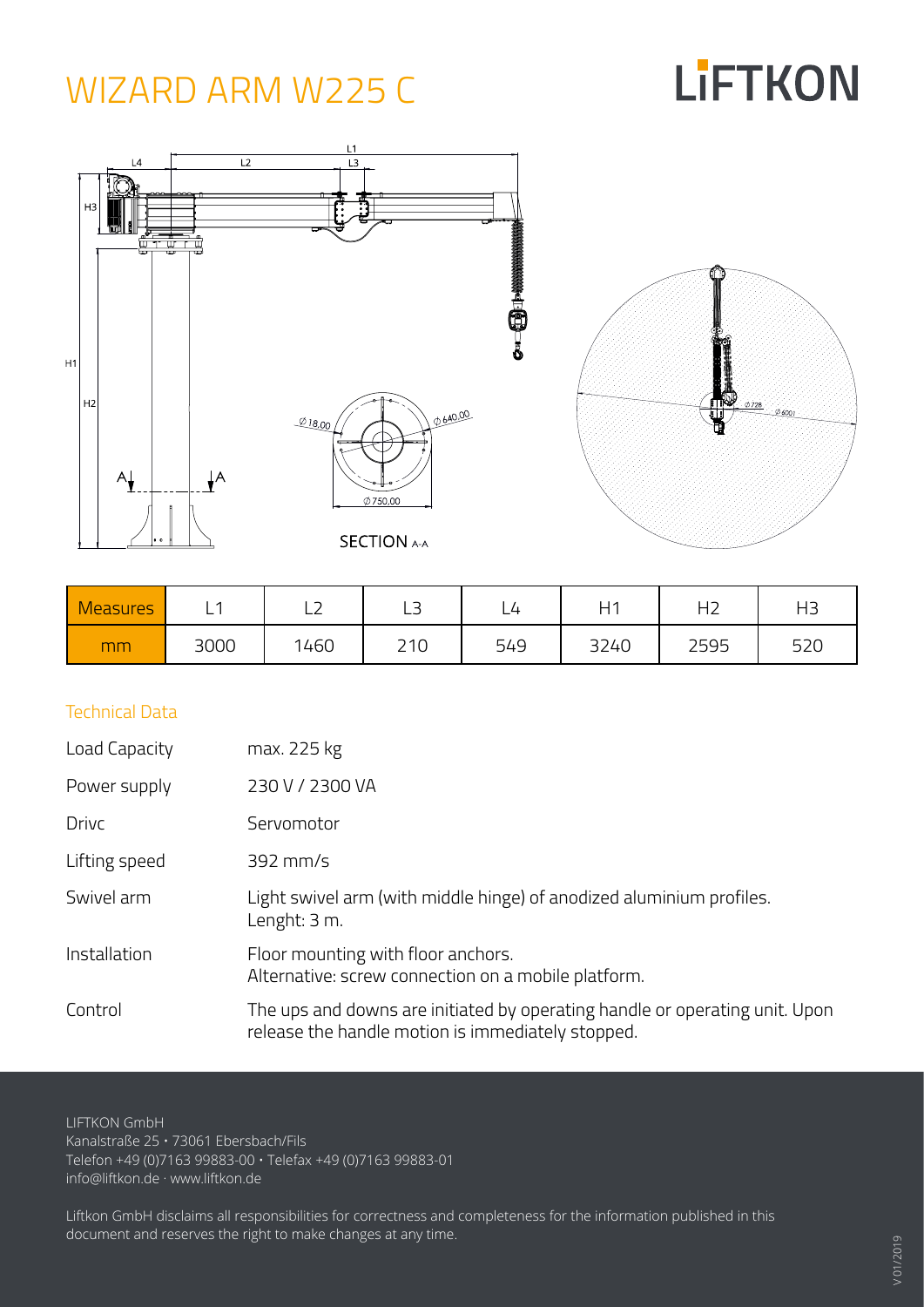# WIZARD ARM W225 C

LIFTKON

L4 L2 L1 L3

H3

H1

H2

A A

Ø18,00

Ø640,00

Ø750,00

SECTION A-A

Ø728

Ø6001

| Measures | L1 | L2 | L3 | L4 | H1 | H2 | H3 |
|---|---|---|---|---|---|---|---|
| mm | 3000 | 1460 | 210 | 549 | 3240 | 2595 | 520 |

## Technical Data

| | |
|---|---|
| Load Capacity | max. 225 kg |
| Power supply | 230 V / 2300 VA |
| Drivc | Servomotor |
| Lifting speed | 392 mm/s |
| Swivel arm | Light swivel arm (with middle hinge) of anodized aluminium profiles. Lenght: 3 m. |
| Installation | Floor mounting with floor anchors. Alternative: screw connection on a mobile platform. |
| Control | The ups and downs are initiated by operating handle or operating unit. Upon release the handle motion is immediately stopped. |

LIFTKON GmbH
Kanalstraße 25 • 73061 Ebersbach/Fils
Telefon +49 (0)7163 99883-00 • Telefax +49 (0)7163 99883-01
info@liftkon.de · www.liftkon.de

Liftkon GmbH disclaims all responsibilities for correctness and completeness for the information published in this document and reserves the right to make changes at any time.

V 01/2019